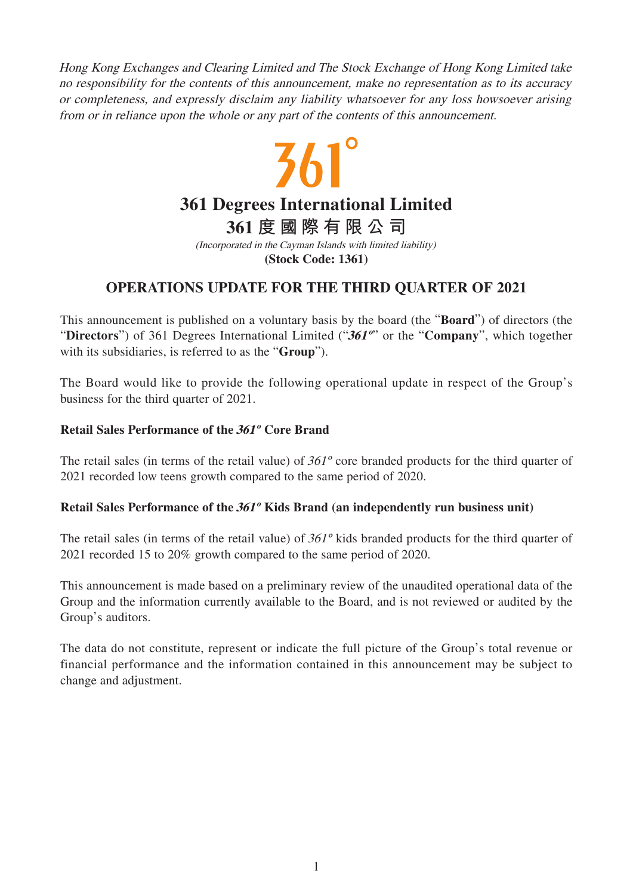*Hong Kong Exchanges and Clearing Limited and The Stock Exchange of Hong Kong Limited take no responsibility for the contents of this announcement, make no representation as to its accuracy or completeness, and expressly disclaim any liability whatsoever for any loss howsoever arising from or in reliance upon the whole or any part of the contents of this announcement.*

361°

# 361 Degrees International Limited

# 361度國際有限公司

*(Incorporated in the Cayman Islands with limited liability)*

**(Stock Code: 1361)**

## OPERATIONS UPDATE FOR THE THIRD QUARTER OF 2021

This announcement is published on a voluntary basis by the board (the "**Board**") of directors (the "**Directors**") of 361 Degrees International Limited ("***361º***" or the "**Company**", which together with its subsidiaries, is referred to as the "**Group**").

The Board would like to provide the following operational update in respect of the Group's business for the third quarter of 2021.

### Retail Sales Performance of the *361º* Core Brand

The retail sales (in terms of the retail value) of *361º* core branded products for the third quarter of 2021 recorded low teens growth compared to the same period of 2020.

### Retail Sales Performance of the *361º* Kids Brand (an independently run business unit)

The retail sales (in terms of the retail value) of *361º* kids branded products for the third quarter of 2021 recorded 15 to 20% growth compared to the same period of 2020.

This announcement is made based on a preliminary review of the unaudited operational data of the Group and the information currently available to the Board, and is not reviewed or audited by the Group's auditors.

The data do not constitute, represent or indicate the full picture of the Group's total revenue or financial performance and the information contained in this announcement may be subject to change and adjustment.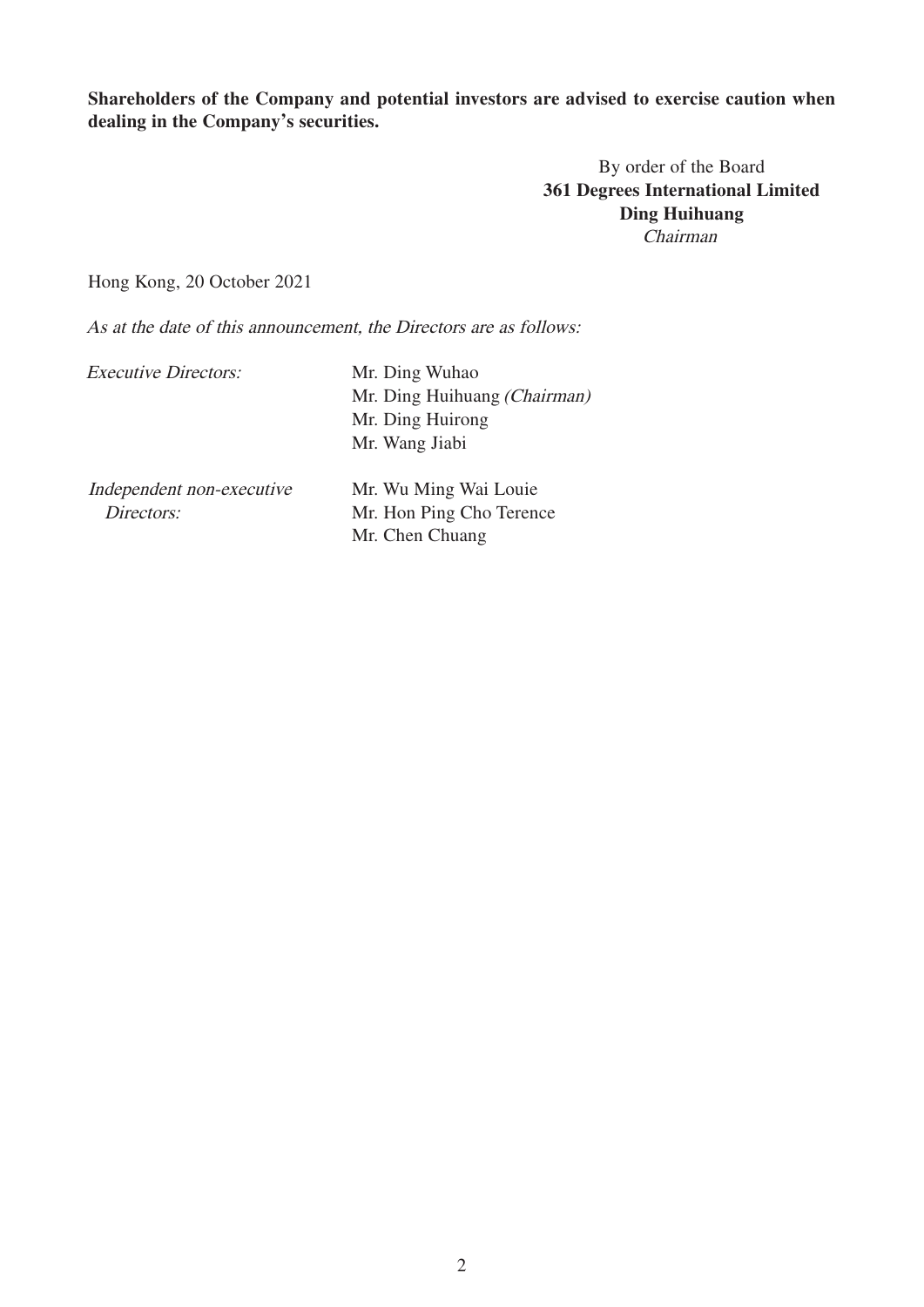**Shareholders of the Company and potential investors are advised to exercise caution when dealing in the Company's securities.**

By order of the Board
**361 Degrees International Limited**
**Ding Huihuang**
*Chairman*

Hong Kong, 20 October 2021

*As at the date of this announcement, the Directors are as follows:*

| | |
|---|---|
| *Executive Directors:* | Mr. Ding Wuhao |
| | Mr. Ding Huihuang *(Chairman)* |
| | Mr. Ding Huirong |
| | Mr. Wang Jiabi |
| *Independent non-executive Directors:* | Mr. Wu Ming Wai Louie |
| | Mr. Hon Ping Cho Terence |
| | Mr. Chen Chuang |